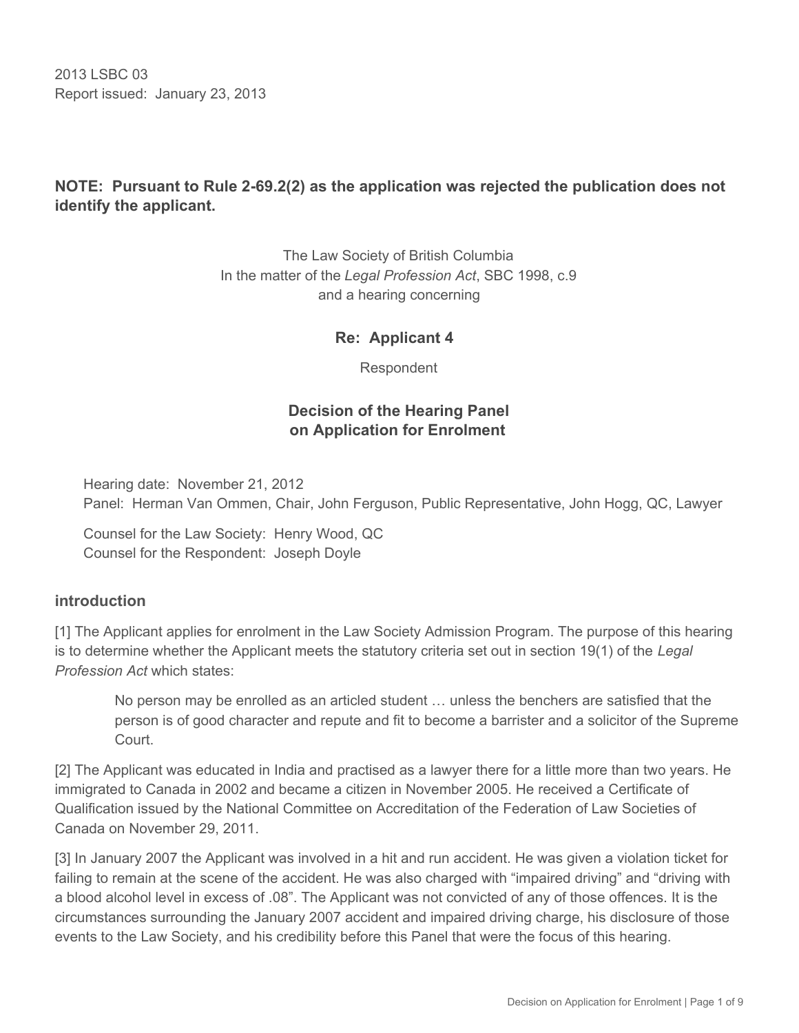2013 LSBC 03
Report issued: January 23, 2013

**NOTE: Pursuant to Rule 2-69.2(2) as the application was rejected the publication does not identify the applicant.**

The Law Society of British Columbia
In the matter of the *Legal Profession Act*, SBC 1998, c.9
and a hearing concerning

**Re: Applicant 4**

Respondent

**Decision of the Hearing Panel on Application for Enrolment**

Hearing date: November 21, 2012
Panel: Herman Van Ommen, Chair, John Ferguson, Public Representative, John Hogg, QC, Lawyer

Counsel for the Law Society: Henry Wood, QC
Counsel for the Respondent: Joseph Doyle

## introduction

[1] The Applicant applies for enrolment in the Law Society Admission Program. The purpose of this hearing is to determine whether the Applicant meets the statutory criteria set out in section 19(1) of the *Legal Profession Act* which states:

> No person may be enrolled as an articled student … unless the benchers are satisfied that the person is of good character and repute and fit to become a barrister and a solicitor of the Supreme Court.

[2] The Applicant was educated in India and practised as a lawyer there for a little more than two years. He immigrated to Canada in 2002 and became a citizen in November 2005. He received a Certificate of Qualification issued by the National Committee on Accreditation of the Federation of Law Societies of Canada on November 29, 2011.

[3] In January 2007 the Applicant was involved in a hit and run accident. He was given a violation ticket for failing to remain at the scene of the accident. He was also charged with "impaired driving" and "driving with a blood alcohol level in excess of .08". The Applicant was not convicted of any of those offences. It is the circumstances surrounding the January 2007 accident and impaired driving charge, his disclosure of those events to the Law Society, and his credibility before this Panel that were the focus of this hearing.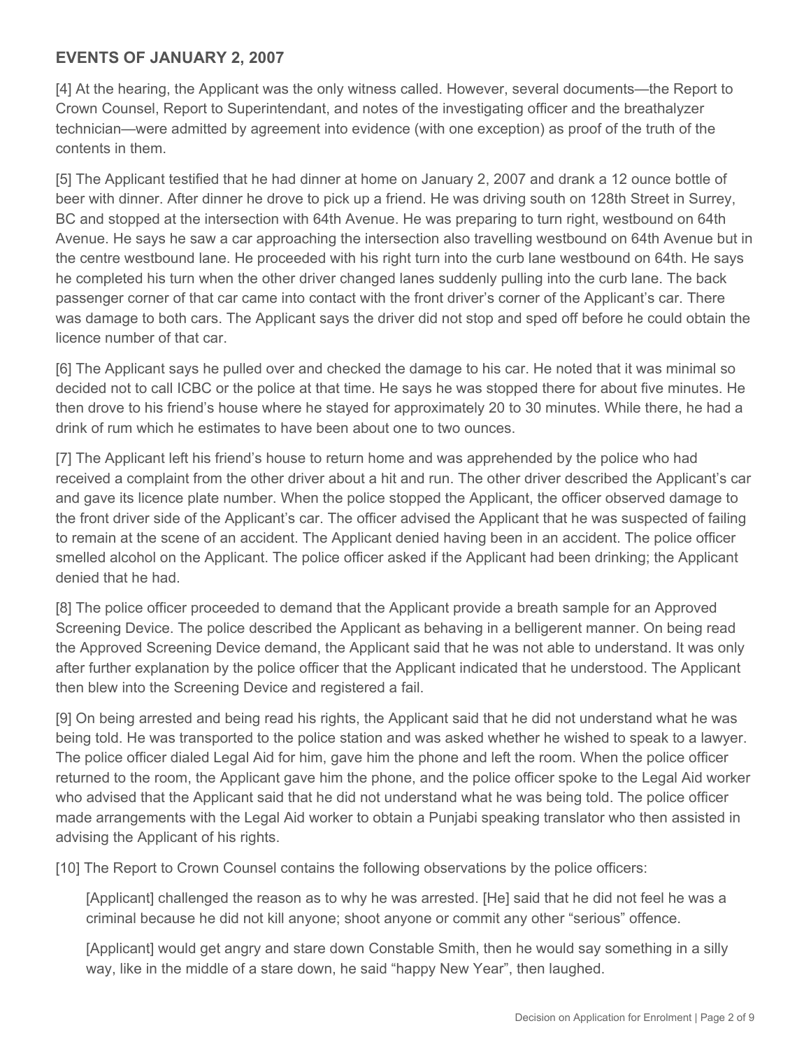## EVENTS OF JANUARY 2, 2007

[4] At the hearing, the Applicant was the only witness called. However, several documents—the Report to Crown Counsel, Report to Superintendant, and notes of the investigating officer and the breathalyzer technician—were admitted by agreement into evidence (with one exception) as proof of the truth of the contents in them.

[5] The Applicant testified that he had dinner at home on January 2, 2007 and drank a 12 ounce bottle of beer with dinner. After dinner he drove to pick up a friend. He was driving south on 128th Street in Surrey, BC and stopped at the intersection with 64th Avenue. He was preparing to turn right, westbound on 64th Avenue. He says he saw a car approaching the intersection also travelling westbound on 64th Avenue but in the centre westbound lane. He proceeded with his right turn into the curb lane westbound on 64th. He says he completed his turn when the other driver changed lanes suddenly pulling into the curb lane. The back passenger corner of that car came into contact with the front driver's corner of the Applicant's car. There was damage to both cars. The Applicant says the driver did not stop and sped off before he could obtain the licence number of that car.

[6] The Applicant says he pulled over and checked the damage to his car. He noted that it was minimal so decided not to call ICBC or the police at that time. He says he was stopped there for about five minutes. He then drove to his friend's house where he stayed for approximately 20 to 30 minutes. While there, he had a drink of rum which he estimates to have been about one to two ounces.

[7] The Applicant left his friend's house to return home and was apprehended by the police who had received a complaint from the other driver about a hit and run. The other driver described the Applicant's car and gave its licence plate number. When the police stopped the Applicant, the officer observed damage to the front driver side of the Applicant's car. The officer advised the Applicant that he was suspected of failing to remain at the scene of an accident. The Applicant denied having been in an accident. The police officer smelled alcohol on the Applicant. The police officer asked if the Applicant had been drinking; the Applicant denied that he had.

[8] The police officer proceeded to demand that the Applicant provide a breath sample for an Approved Screening Device. The police described the Applicant as behaving in a belligerent manner. On being read the Approved Screening Device demand, the Applicant said that he was not able to understand. It was only after further explanation by the police officer that the Applicant indicated that he understood. The Applicant then blew into the Screening Device and registered a fail.

[9] On being arrested and being read his rights, the Applicant said that he did not understand what he was being told. He was transported to the police station and was asked whether he wished to speak to a lawyer. The police officer dialed Legal Aid for him, gave him the phone and left the room. When the police officer returned to the room, the Applicant gave him the phone, and the police officer spoke to the Legal Aid worker who advised that the Applicant said that he did not understand what he was being told. The police officer made arrangements with the Legal Aid worker to obtain a Punjabi speaking translator who then assisted in advising the Applicant of his rights.

[10] The Report to Crown Counsel contains the following observations by the police officers:

> [Applicant] challenged the reason as to why he was arrested. [He] said that he did not feel he was a criminal because he did not kill anyone; shoot anyone or commit any other "serious" offence.
>
> [Applicant] would get angry and stare down Constable Smith, then he would say something in a silly way, like in the middle of a stare down, he said "happy New Year", then laughed.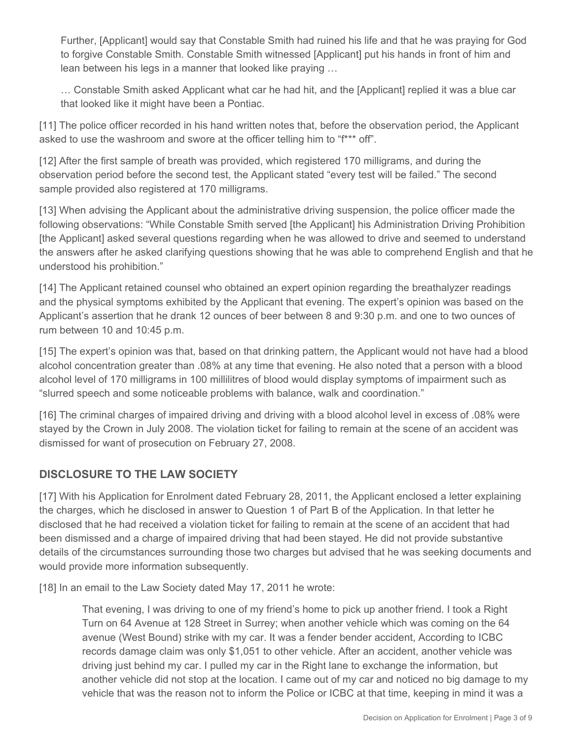> Further, [Applicant] would say that Constable Smith had ruined his life and that he was praying for God to forgive Constable Smith. Constable Smith witnessed [Applicant] put his hands in front of him and lean between his legs in a manner that looked like praying …
>
> … Constable Smith asked Applicant what car he had hit, and the [Applicant] replied it was a blue car that looked like it might have been a Pontiac.

[11] The police officer recorded in his hand written notes that, before the observation period, the Applicant asked to use the washroom and swore at the officer telling him to "f*** off".

[12] After the first sample of breath was provided, which registered 170 milligrams, and during the observation period before the second test, the Applicant stated "every test will be failed." The second sample provided also registered at 170 milligrams.

[13] When advising the Applicant about the administrative driving suspension, the police officer made the following observations: "While Constable Smith served [the Applicant] his Administration Driving Prohibition [the Applicant] asked several questions regarding when he was allowed to drive and seemed to understand the answers after he asked clarifying questions showing that he was able to comprehend English and that he understood his prohibition."

[14] The Applicant retained counsel who obtained an expert opinion regarding the breathalyzer readings and the physical symptoms exhibited by the Applicant that evening. The expert's opinion was based on the Applicant's assertion that he drank 12 ounces of beer between 8 and 9:30 p.m. and one to two ounces of rum between 10 and 10:45 p.m.

[15] The expert's opinion was that, based on that drinking pattern, the Applicant would not have had a blood alcohol concentration greater than .08% at any time that evening. He also noted that a person with a blood alcohol level of 170 milligrams in 100 millilitres of blood would display symptoms of impairment such as "slurred speech and some noticeable problems with balance, walk and coordination."

[16] The criminal charges of impaired driving and driving with a blood alcohol level in excess of .08% were stayed by the Crown in July 2008. The violation ticket for failing to remain at the scene of an accident was dismissed for want of prosecution on February 27, 2008.

## DISCLOSURE TO THE LAW SOCIETY

[17] With his Application for Enrolment dated February 28, 2011, the Applicant enclosed a letter explaining the charges, which he disclosed in answer to Question 1 of Part B of the Application. In that letter he disclosed that he had received a violation ticket for failing to remain at the scene of an accident that had been dismissed and a charge of impaired driving that had been stayed. He did not provide substantive details of the circumstances surrounding those two charges but advised that he was seeking documents and would provide more information subsequently.

[18] In an email to the Law Society dated May 17, 2011 he wrote:

> That evening, I was driving to one of my friend's home to pick up another friend. I took a Right Turn on 64 Avenue at 128 Street in Surrey; when another vehicle which was coming on the 64 avenue (West Bound) strike with my car. It was a fender bender accident, According to ICBC records damage claim was only $1,051 to other vehicle. After an accident, another vehicle was driving just behind my car. I pulled my car in the Right lane to exchange the information, but another vehicle did not stop at the location. I came out of my car and noticed no big damage to my vehicle that was the reason not to inform the Police or ICBC at that time, keeping in mind it was a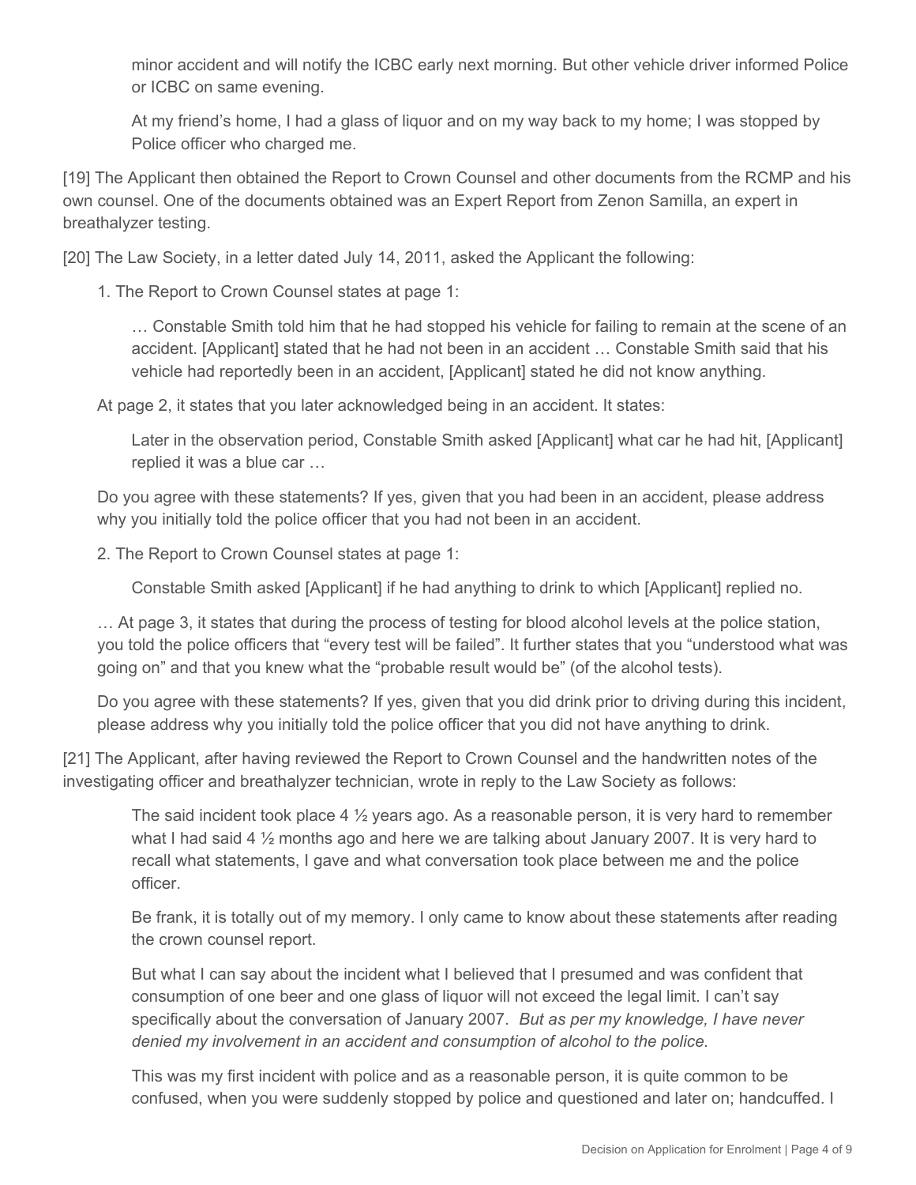> minor accident and will notify the ICBC early next morning. But other vehicle driver informed Police or ICBC on same evening.
>
> At my friend's home, I had a glass of liquor and on my way back to my home; I was stopped by Police officer who charged me.

[19] The Applicant then obtained the Report to Crown Counsel and other documents from the RCMP and his own counsel. One of the documents obtained was an Expert Report from Zenon Samilla, an expert in breathalyzer testing.

[20] The Law Society, in a letter dated July 14, 2011, asked the Applicant the following:

> 1. The Report to Crown Counsel states at page 1:
>
> > … Constable Smith told him that he had stopped his vehicle for failing to remain at the scene of an accident. [Applicant] stated that he had not been in an accident … Constable Smith said that his vehicle had reportedly been in an accident, [Applicant] stated he did not know anything.
>
> At page 2, it states that you later acknowledged being in an accident. It states:
>
> > Later in the observation period, Constable Smith asked [Applicant] what car he had hit, [Applicant] replied it was a blue car …
>
> Do you agree with these statements? If yes, given that you had been in an accident, please address why you initially told the police officer that you had not been in an accident.
>
> 2. The Report to Crown Counsel states at page 1:
>
> > Constable Smith asked [Applicant] if he had anything to drink to which [Applicant] replied no.
>
> … At page 3, it states that during the process of testing for blood alcohol levels at the police station, you told the police officers that "every test will be failed". It further states that you "understood what was going on" and that you knew what the "probable result would be" (of the alcohol tests).
>
> Do you agree with these statements? If yes, given that you did drink prior to driving during this incident, please address why you initially told the police officer that you did not have anything to drink.

[21] The Applicant, after having reviewed the Report to Crown Counsel and the handwritten notes of the investigating officer and breathalyzer technician, wrote in reply to the Law Society as follows:

> The said incident took place 4 ½ years ago. As a reasonable person, it is very hard to remember what I had said 4 ½ months ago and here we are talking about January 2007. It is very hard to recall what statements, I gave and what conversation took place between me and the police officer.
>
> Be frank, it is totally out of my memory. I only came to know about these statements after reading the crown counsel report.
>
> But what I can say about the incident what I believed that I presumed and was confident that consumption of one beer and one glass of liquor will not exceed the legal limit. I can't say specifically about the conversation of January 2007. *But as per my knowledge, I have never denied my involvement in an accident and consumption of alcohol to the police.*
>
> This was my first incident with police and as a reasonable person, it is quite common to be confused, when you were suddenly stopped by police and questioned and later on; handcuffed. I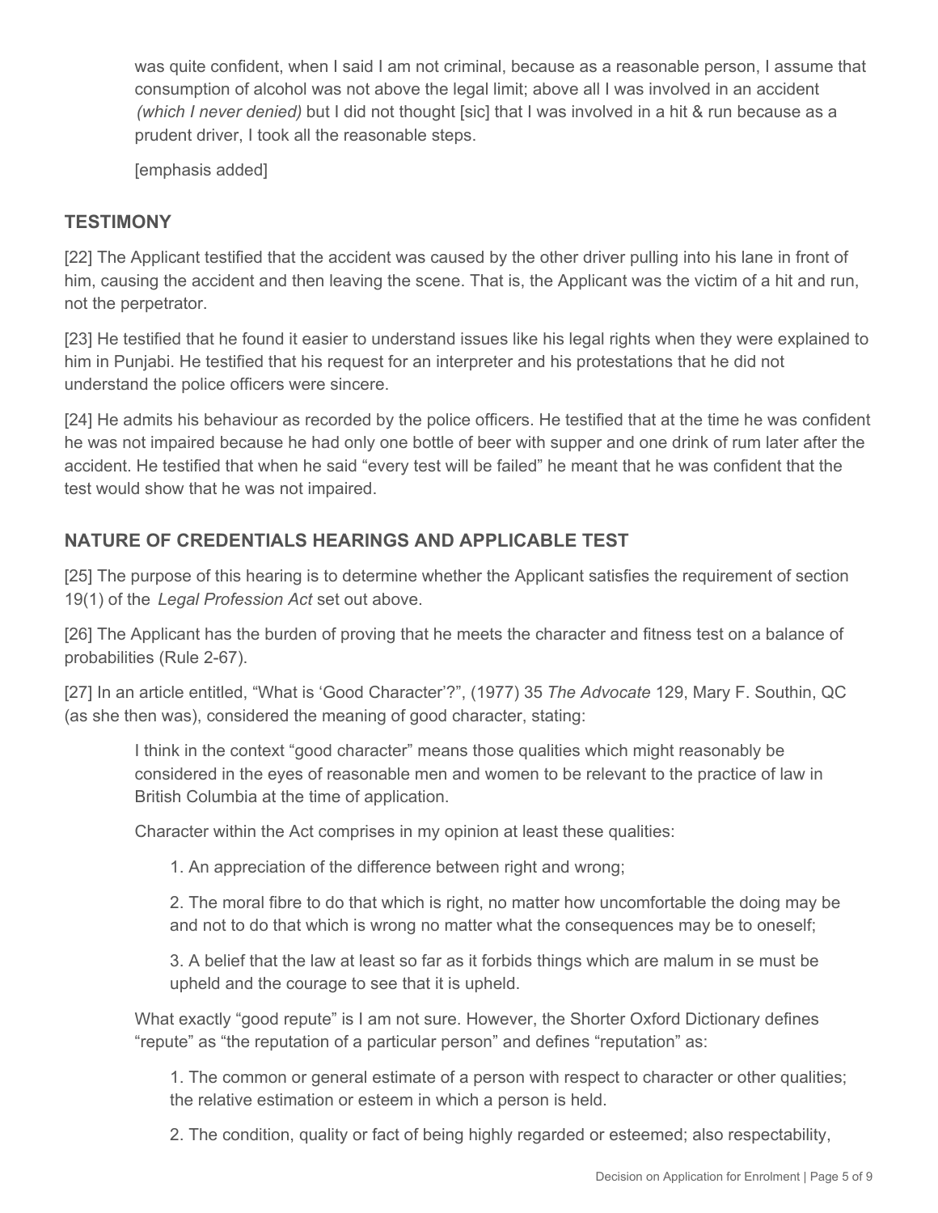> was quite confident, when I said I am not criminal, because as a reasonable person, I assume that consumption of alcohol was not above the legal limit; above all I was involved in an accident *(which I never denied)* but I did not thought [sic] that I was involved in a hit & run because as a prudent driver, I took all the reasonable steps.
>
> [emphasis added]

## TESTIMONY

[22] The Applicant testified that the accident was caused by the other driver pulling into his lane in front of him, causing the accident and then leaving the scene. That is, the Applicant was the victim of a hit and run, not the perpetrator.

[23] He testified that he found it easier to understand issues like his legal rights when they were explained to him in Punjabi. He testified that his request for an interpreter and his protestations that he did not understand the police officers were sincere.

[24] He admits his behaviour as recorded by the police officers. He testified that at the time he was confident he was not impaired because he had only one bottle of beer with supper and one drink of rum later after the accident. He testified that when he said "every test will be failed" he meant that he was confident that the test would show that he was not impaired.

## NATURE OF CREDENTIALS HEARINGS AND APPLICABLE TEST

[25] The purpose of this hearing is to determine whether the Applicant satisfies the requirement of section 19(1) of the *Legal Profession Act* set out above.

[26] The Applicant has the burden of proving that he meets the character and fitness test on a balance of probabilities (Rule 2-67).

[27] In an article entitled, "What is 'Good Character'?", (1977) 35 *The Advocate* 129, Mary F. Southin, QC (as she then was), considered the meaning of good character, stating:

> I think in the context "good character" means those qualities which might reasonably be considered in the eyes of reasonable men and women to be relevant to the practice of law in British Columbia at the time of application.
>
> Character within the Act comprises in my opinion at least these qualities:
>
> 1. An appreciation of the difference between right and wrong;
>
> 2. The moral fibre to do that which is right, no matter how uncomfortable the doing may be and not to do that which is wrong no matter what the consequences may be to oneself;
>
> 3. A belief that the law at least so far as it forbids things which are malum in se must be upheld and the courage to see that it is upheld.
>
> What exactly "good repute" is I am not sure. However, the Shorter Oxford Dictionary defines "repute" as "the reputation of a particular person" and defines "reputation" as:
>
> 1. The common or general estimate of a person with respect to character or other qualities; the relative estimation or esteem in which a person is held.
>
> 2. The condition, quality or fact of being highly regarded or esteemed; also respectability,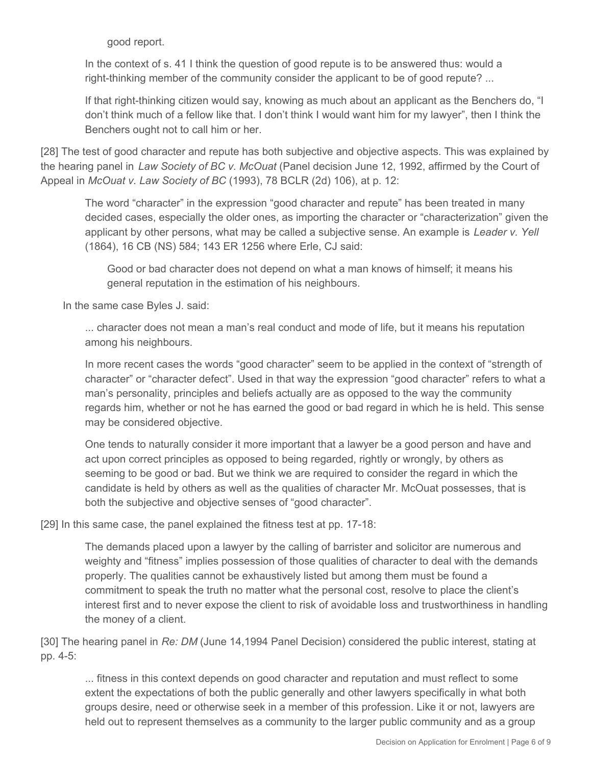good report.

> In the context of s. 41 I think the question of good repute is to be answered thus: would a right-thinking member of the community consider the applicant to be of good repute? ...
>
> If that right-thinking citizen would say, knowing as much about an applicant as the Benchers do, "I don't think much of a fellow like that. I don't think I would want him for my lawyer", then I think the Benchers ought not to call him or her.

[28] The test of good character and repute has both subjective and objective aspects. This was explained by the hearing panel in *Law Society of BC v. McOuat* (Panel decision June 12, 1992, affirmed by the Court of Appeal in *McOuat v. Law Society of BC* (1993), 78 BCLR (2d) 106), at p. 12:

> The word "character" in the expression "good character and repute" has been treated in many decided cases, especially the older ones, as importing the character or "characterization" given the applicant by other persons, what may be called a subjective sense. An example is *Leader v. Yell* (1864), 16 CB (NS) 584; 143 ER 1256 where Erle, CJ said:
>
> > Good or bad character does not depend on what a man knows of himself; it means his general reputation in the estimation of his neighbours.
>
> In the same case Byles J. said:
>
> > ... character does not mean a man's real conduct and mode of life, but it means his reputation among his neighbours.
> >
> > In more recent cases the words "good character" seem to be applied in the context of "strength of character" or "character defect". Used in that way the expression "good character" refers to what a man's personality, principles and beliefs actually are as opposed to the way the community regards him, whether or not he has earned the good or bad regard in which he is held. This sense may be considered objective.
> >
> > One tends to naturally consider it more important that a lawyer be a good person and have and act upon correct principles as opposed to being regarded, rightly or wrongly, by others as seeming to be good or bad. But we think we are required to consider the regard in which the candidate is held by others as well as the qualities of character Mr. McOuat possesses, that is both the subjective and objective senses of "good character".

[29] In this same case, the panel explained the fitness test at pp. 17-18:

> The demands placed upon a lawyer by the calling of barrister and solicitor are numerous and weighty and "fitness" implies possession of those qualities of character to deal with the demands properly. The qualities cannot be exhaustively listed but among them must be found a commitment to speak the truth no matter what the personal cost, resolve to place the client's interest first and to never expose the client to risk of avoidable loss and trustworthiness in handling the money of a client.

[30] The hearing panel in *Re: DM* (June 14,1994 Panel Decision) considered the public interest, stating at pp. 4-5:

> ... fitness in this context depends on good character and reputation and must reflect to some extent the expectations of both the public generally and other lawyers specifically in what both groups desire, need or otherwise seek in a member of this profession. Like it or not, lawyers are held out to represent themselves as a community to the larger public community and as a group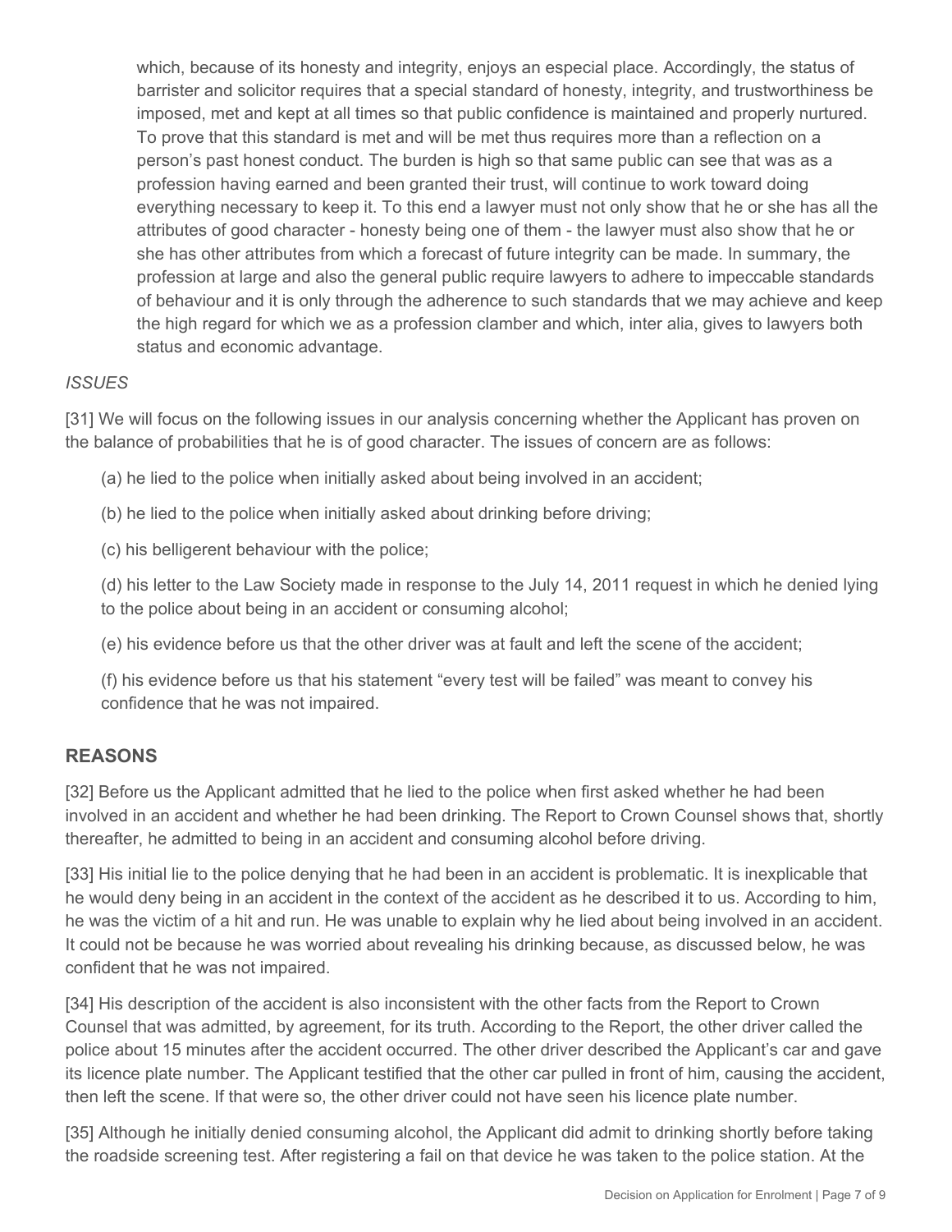which, because of its honesty and integrity, enjoys an especial place. Accordingly, the status of barrister and solicitor requires that a special standard of honesty, integrity, and trustworthiness be imposed, met and kept at all times so that public confidence is maintained and properly nurtured. To prove that this standard is met and will be met thus requires more than a reflection on a person's past honest conduct. The burden is high so that same public can see that was as a profession having earned and been granted their trust, will continue to work toward doing everything necessary to keep it. To this end a lawyer must not only show that he or she has all the attributes of good character - honesty being one of them - the lawyer must also show that he or she has other attributes from which a forecast of future integrity can be made. In summary, the profession at large and also the general public require lawyers to adhere to impeccable standards of behaviour and it is only through the adherence to such standards that we may achieve and keep the high regard for which we as a profession clamber and which, inter alia, gives to lawyers both status and economic advantage.

*ISSUES*

[31] We will focus on the following issues in our analysis concerning whether the Applicant has proven on the balance of probabilities that he is of good character. The issues of concern are as follows:

(a) he lied to the police when initially asked about being involved in an accident;

(b) he lied to the police when initially asked about drinking before driving;

(c) his belligerent behaviour with the police;

(d) his letter to the Law Society made in response to the July 14, 2011 request in which he denied lying to the police about being in an accident or consuming alcohol;

(e) his evidence before us that the other driver was at fault and left the scene of the accident;

(f) his evidence before us that his statement "every test will be failed" was meant to convey his confidence that he was not impaired.

## REASONS

[32] Before us the Applicant admitted that he lied to the police when first asked whether he had been involved in an accident and whether he had been drinking. The Report to Crown Counsel shows that, shortly thereafter, he admitted to being in an accident and consuming alcohol before driving.

[33] His initial lie to the police denying that he had been in an accident is problematic. It is inexplicable that he would deny being in an accident in the context of the accident as he described it to us. According to him, he was the victim of a hit and run. He was unable to explain why he lied about being involved in an accident. It could not be because he was worried about revealing his drinking because, as discussed below, he was confident that he was not impaired.

[34] His description of the accident is also inconsistent with the other facts from the Report to Crown Counsel that was admitted, by agreement, for its truth. According to the Report, the other driver called the police about 15 minutes after the accident occurred. The other driver described the Applicant's car and gave its licence plate number. The Applicant testified that the other car pulled in front of him, causing the accident, then left the scene. If that were so, the other driver could not have seen his licence plate number.

[35] Although he initially denied consuming alcohol, the Applicant did admit to drinking shortly before taking the roadside screening test. After registering a fail on that device he was taken to the police station. At the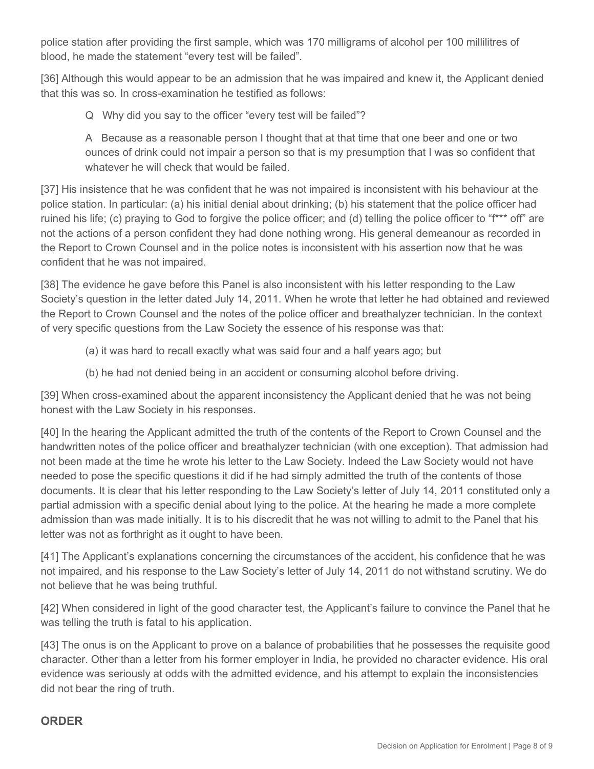police station after providing the first sample, which was 170 milligrams of alcohol per 100 millilitres of blood, he made the statement "every test will be failed".

[36] Although this would appear to be an admission that he was impaired and knew it, the Applicant denied that this was so. In cross-examination he testified as follows:

> Q Why did you say to the officer "every test will be failed"?
>
> A Because as a reasonable person I thought that at that time that one beer and one or two ounces of drink could not impair a person so that is my presumption that I was so confident that whatever he will check that would be failed.

[37] His insistence that he was confident that he was not impaired is inconsistent with his behaviour at the police station. In particular: (a) his initial denial about drinking; (b) his statement that the police officer had ruined his life; (c) praying to God to forgive the police officer; and (d) telling the police officer to "f*** off" are not the actions of a person confident they had done nothing wrong. His general demeanour as recorded in the Report to Crown Counsel and in the police notes is inconsistent with his assertion now that he was confident that he was not impaired.

[38] The evidence he gave before this Panel is also inconsistent with his letter responding to the Law Society's question in the letter dated July 14, 2011. When he wrote that letter he had obtained and reviewed the Report to Crown Counsel and the notes of the police officer and breathalyzer technician. In the context of very specific questions from the Law Society the essence of his response was that:

> (a) it was hard to recall exactly what was said four and a half years ago; but
>
> (b) he had not denied being in an accident or consuming alcohol before driving.

[39] When cross-examined about the apparent inconsistency the Applicant denied that he was not being honest with the Law Society in his responses.

[40] In the hearing the Applicant admitted the truth of the contents of the Report to Crown Counsel and the handwritten notes of the police officer and breathalyzer technician (with one exception). That admission had not been made at the time he wrote his letter to the Law Society. Indeed the Law Society would not have needed to pose the specific questions it did if he had simply admitted the truth of the contents of those documents. It is clear that his letter responding to the Law Society's letter of July 14, 2011 constituted only a partial admission with a specific denial about lying to the police. At the hearing he made a more complete admission than was made initially. It is to his discredit that he was not willing to admit to the Panel that his letter was not as forthright as it ought to have been.

[41] The Applicant's explanations concerning the circumstances of the accident, his confidence that he was not impaired, and his response to the Law Society's letter of July 14, 2011 do not withstand scrutiny. We do not believe that he was being truthful.

[42] When considered in light of the good character test, the Applicant's failure to convince the Panel that he was telling the truth is fatal to his application.

[43] The onus is on the Applicant to prove on a balance of probabilities that he possesses the requisite good character. Other than a letter from his former employer in India, he provided no character evidence. His oral evidence was seriously at odds with the admitted evidence, and his attempt to explain the inconsistencies did not bear the ring of truth.

## ORDER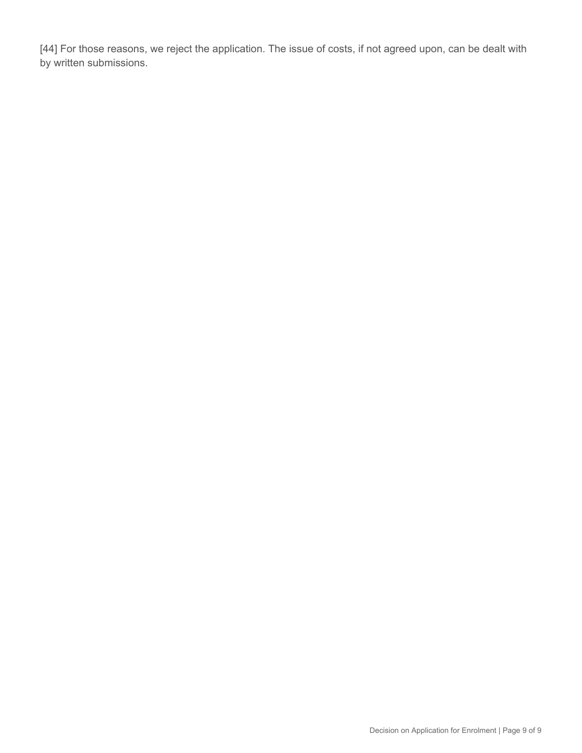[44] For those reasons, we reject the application. The issue of costs, if not agreed upon, can be dealt with by written submissions.